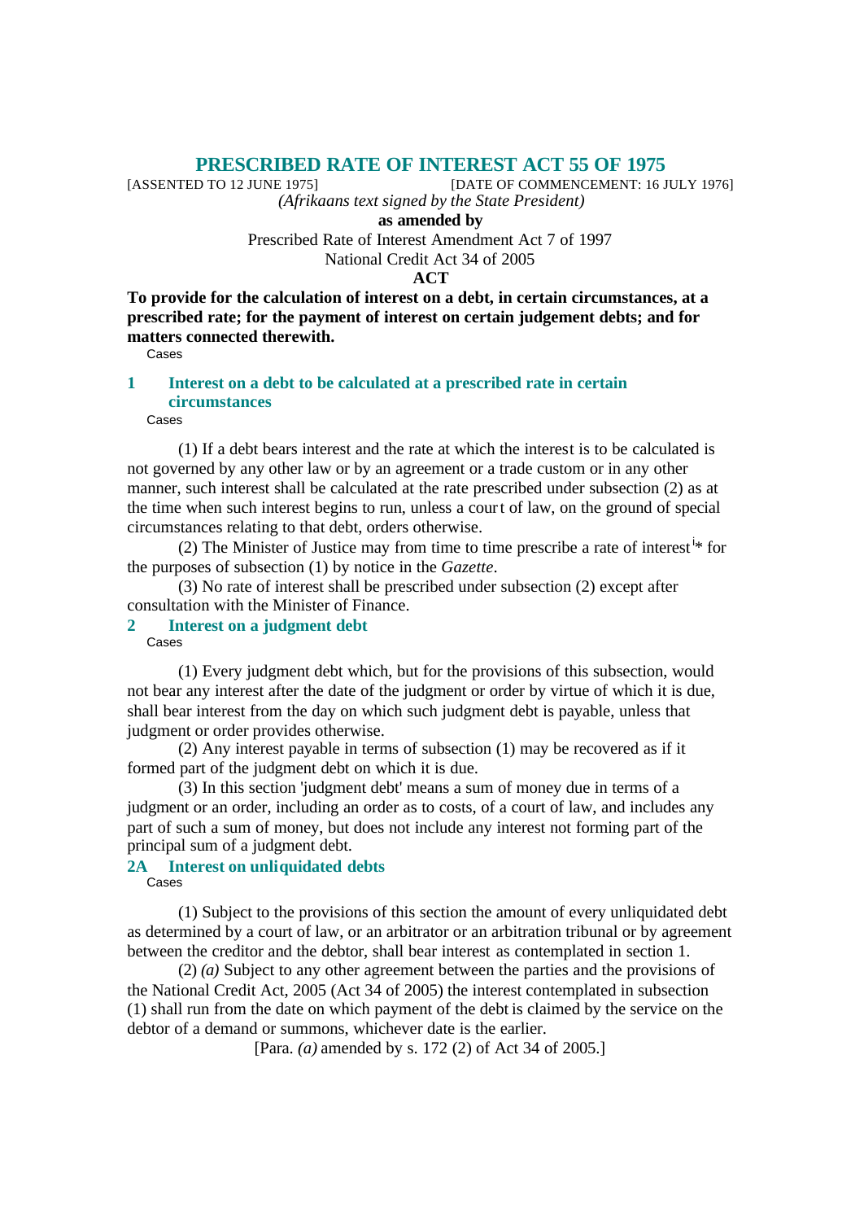# PRESCRIBED RATE OF INTEREST ACT 55 OF 1975

[ASSENTED TO 12 JUNE 1975] [DATE OF COMMENCEMENT: 16 JULY 1976]

*(Afrikaans text signed by the State President)*

**as amended by**

Prescribed Rate of Interest Amendment Act 7 of 1997

National Credit Act 34 of 2005

**ACT**

**To provide for the calculation of interest on a debt, in certain circumstances, at a prescribed rate; for the payment of interest on certain judgement debts; and for matters connected therewith.**

Cases

## 1 Interest on a debt to be calculated at a prescribed rate in certain circumstances

Cases

(1) If a debt bears interest and the rate at which the interest is to be calculated is not governed by any other law or by an agreement or a trade custom or in any other manner, such interest shall be calculated at the rate prescribed under subsection (2) as at the time when such interest begins to run, unless a court of law, on the ground of special circumstances relating to that debt, orders otherwise.

(2) The Minister of Justice may from time to time prescribe a rate of interest[i]* for the purposes of subsection (1) by notice in the *Gazette*.

(3) No rate of interest shall be prescribed under subsection (2) except after consultation with the Minister of Finance.

## 2 Interest on a judgment debt

Cases

(1) Every judgment debt which, but for the provisions of this subsection, would not bear any interest after the date of the judgment or order by virtue of which it is due, shall bear interest from the day on which such judgment debt is payable, unless that judgment or order provides otherwise.

(2) Any interest payable in terms of subsection (1) may be recovered as if it formed part of the judgment debt on which it is due.

(3) In this section 'judgment debt' means a sum of money due in terms of a judgment or an order, including an order as to costs, of a court of law, and includes any part of such a sum of money, but does not include any interest not forming part of the principal sum of a judgment debt.

## 2A Interest on unliquidated debts

Cases

(1) Subject to the provisions of this section the amount of every unliquidated debt as determined by a court of law, or an arbitrator or an arbitration tribunal or by agreement between the creditor and the debtor, shall bear interest as contemplated in section 1.

(2) *(a)* Subject to any other agreement between the parties and the provisions of the National Credit Act, 2005 (Act 34 of 2005) the interest contemplated in subsection (1) shall run from the date on which payment of the debt is claimed by the service on the debtor of a demand or summons, whichever date is the earlier.

[Para. *(a)* amended by s. 172 (2) of Act 34 of 2005.]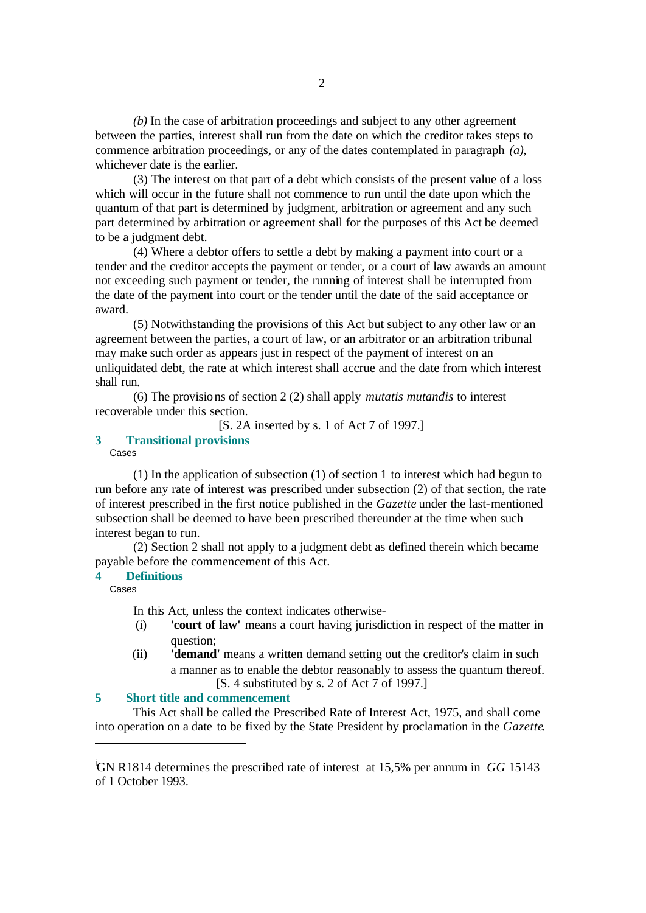*(b)* In the case of arbitration proceedings and subject to any other agreement between the parties, interest shall run from the date on which the creditor takes steps to commence arbitration proceedings, or any of the dates contemplated in paragraph *(a)*, whichever date is the earlier.

(3) The interest on that part of a debt which consists of the present value of a loss which will occur in the future shall not commence to run until the date upon which the quantum of that part is determined by judgment, arbitration or agreement and any such part determined by arbitration or agreement shall for the purposes of this Act be deemed to be a judgment debt.

(4) Where a debtor offers to settle a debt by making a payment into court or a tender and the creditor accepts the payment or tender, or a court of law awards an amount not exceeding such payment or tender, the running of interest shall be interrupted from the date of the payment into court or the tender until the date of the said acceptance or award.

(5) Notwithstanding the provisions of this Act but subject to any other law or an agreement between the parties, a court of law, or an arbitrator or an arbitration tribunal may make such order as appears just in respect of the payment of interest on an unliquidated debt, the rate at which interest shall accrue and the date from which interest shall run.

(6) The provisions of section 2 (2) shall apply *mutatis mutandis* to interest recoverable under this section.

[S. 2A inserted by s. 1 of Act 7 of 1997.]

## 3 Transitional provisions

Cases

(1) In the application of subsection (1) of section 1 to interest which had begun to run before any rate of interest was prescribed under subsection (2) of that section, the rate of interest prescribed in the first notice published in the *Gazette* under the last-mentioned subsection shall be deemed to have been prescribed thereunder at the time when such interest began to run.

(2) Section 2 shall not apply to a judgment debt as defined therein which became payable before the commencement of this Act.

## 4 Definitions

Cases

In this Act, unless the context indicates otherwise-

(i) **'court of law'** means a court having jurisdiction in respect of the matter in question;

(ii) **'demand'** means a written demand setting out the creditor's claim in such a manner as to enable the debtor reasonably to assess the quantum thereof.

[S. 4 substituted by s. 2 of Act 7 of 1997.]

## 5 Short title and commencement

This Act shall be called the Prescribed Rate of Interest Act, 1975, and shall come into operation on a date to be fixed by the State President by proclamation in the *Gazette*.

---

[i] GN R1814 determines the prescribed rate of interest at 15,5% per annum in *GG* 15143 of 1 October 1993.